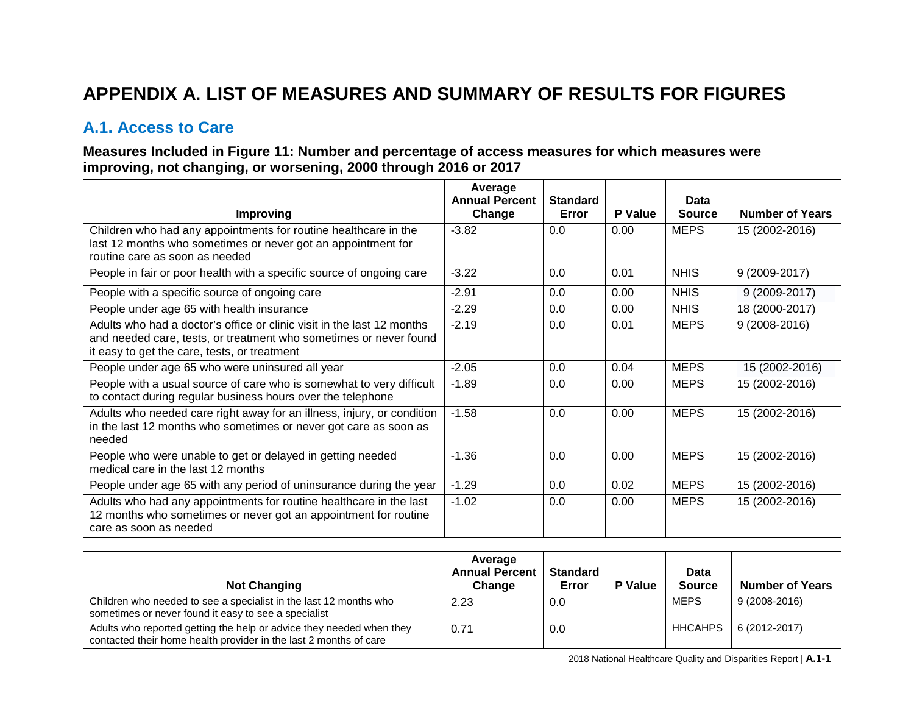# APPENDIX A. LIST OF MEASURES AND SUMMARY OF RESULTS FOR FIGURES

## A.1. Access to Care

### Measures Included in Figure 11: Number and percentage of access measures for which measures were improving, not changing, or worsening, 2000 through 2016 or 2017

| Improving | Average Annual Percent Change | Standard Error | P Value | Data Source | Number of Years |
|---|---|---|---|---|---|
| Children who had any appointments for routine healthcare in the last 12 months who sometimes or never got an appointment for routine care as soon as needed | -3.82 | 0.0 | 0.00 | MEPS | 15 (2002-2016) |
| People in fair or poor health with a specific source of ongoing care | -3.22 | 0.0 | 0.01 | NHIS | 9 (2009-2017) |
| People with a specific source of ongoing care | -2.91 | 0.0 | 0.00 | NHIS | 9 (2009-2017) |
| People under age 65 with health insurance | -2.29 | 0.0 | 0.00 | NHIS | 18 (2000-2017) |
| Adults who had a doctor's office or clinic visit in the last 12 months and needed care, tests, or treatment who sometimes or never found it easy to get the care, tests, or treatment | -2.19 | 0.0 | 0.01 | MEPS | 9 (2008-2016) |
| People under age 65 who were uninsured all year | -2.05 | 0.0 | 0.04 | MEPS | 15 (2002-2016) |
| People with a usual source of care who is somewhat to very difficult to contact during regular business hours over the telephone | -1.89 | 0.0 | 0.00 | MEPS | 15 (2002-2016) |
| Adults who needed care right away for an illness, injury, or condition in the last 12 months who sometimes or never got care as soon as needed | -1.58 | 0.0 | 0.00 | MEPS | 15 (2002-2016) |
| People who were unable to get or delayed in getting needed medical care in the last 12 months | -1.36 | 0.0 | 0.00 | MEPS | 15 (2002-2016) |
| People under age 65 with any period of uninsurance during the year | -1.29 | 0.0 | 0.02 | MEPS | 15 (2002-2016) |
| Adults who had any appointments for routine healthcare in the last 12 months who sometimes or never got an appointment for routine care as soon as needed | -1.02 | 0.0 | 0.00 | MEPS | 15 (2002-2016) |

| Not Changing | Average Annual Percent Change | Standard Error | P Value | Data Source | Number of Years |
|---|---|---|---|---|---|
| Children who needed to see a specialist in the last 12 months who sometimes or never found it easy to see a specialist | 2.23 | 0.0 | | MEPS | 9 (2008-2016) |
| Adults who reported getting the help or advice they needed when they contacted their home health provider in the last 2 months of care | 0.71 | 0.0 | | HHCAHPS | 6 (2012-2017) |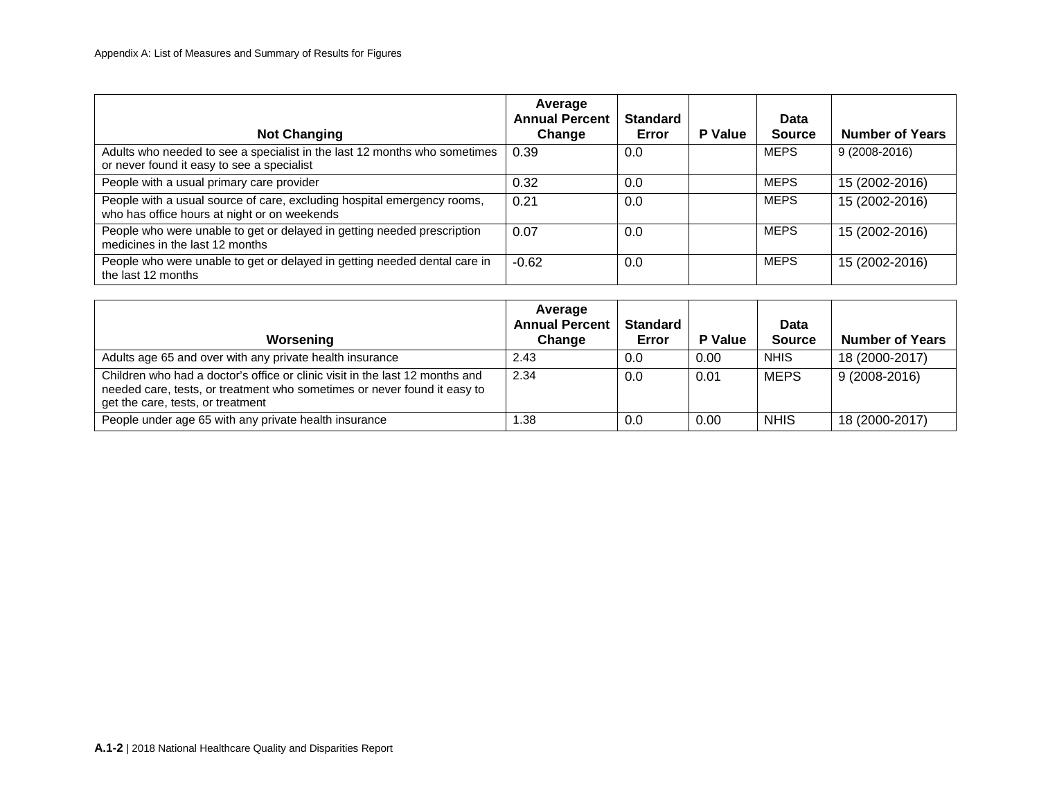| Not Changing | Average Annual Percent Change | Standard Error | P Value | Data Source | Number of Years |
|---|---|---|---|---|---|
| Adults who needed to see a specialist in the last 12 months who sometimes or never found it easy to see a specialist | 0.39 | 0.0 | | MEPS | 9 (2008-2016) |
| People with a usual primary care provider | 0.32 | 0.0 | | MEPS | 15 (2002-2016) |
| People with a usual source of care, excluding hospital emergency rooms, who has office hours at night or on weekends | 0.21 | 0.0 | | MEPS | 15 (2002-2016) |
| People who were unable to get or delayed in getting needed prescription medicines in the last 12 months | 0.07 | 0.0 | | MEPS | 15 (2002-2016) |
| People who were unable to get or delayed in getting needed dental care in the last 12 months | -0.62 | 0.0 | | MEPS | 15 (2002-2016) |

| Worsening | Average Annual Percent Change | Standard Error | P Value | Data Source | Number of Years |
|---|---|---|---|---|---|
| Adults age 65 and over with any private health insurance | 2.43 | 0.0 | 0.00 | NHIS | 18 (2000-2017) |
| Children who had a doctor's office or clinic visit in the last 12 months and needed care, tests, or treatment who sometimes or never found it easy to get the care, tests, or treatment | 2.34 | 0.0 | 0.01 | MEPS | 9 (2008-2016) |
| People under age 65 with any private health insurance | 1.38 | 0.0 | 0.00 | NHIS | 18 (2000-2017) |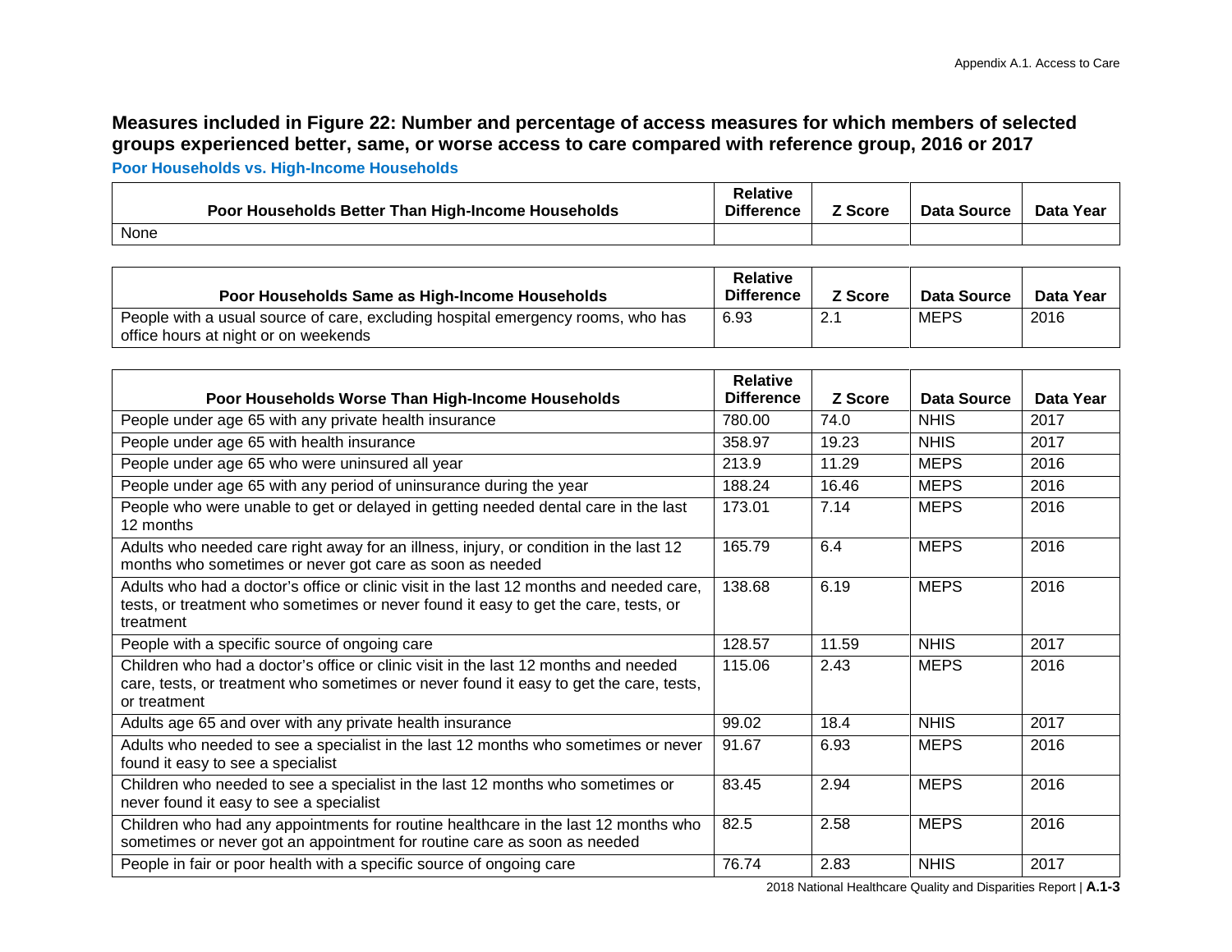## Measures included in Figure 22: Number and percentage of access measures for which members of selected groups experienced better, same, or worse access to care compared with reference group, 2016 or 2017

### Poor Households vs. High-Income Households

| Poor Households Better Than High-Income Households | Relative Difference | Z Score | Data Source | Data Year |
|---|---|---|---|---|
| None | | | | |

| Poor Households Same as High-Income Households | Relative Difference | Z Score | Data Source | Data Year |
|---|---|---|---|---|
| People with a usual source of care, excluding hospital emergency rooms, who has office hours at night or on weekends | 6.93 | 2.1 | MEPS | 2016 |

| Poor Households Worse Than High-Income Households | Relative Difference | Z Score | Data Source | Data Year |
|---|---|---|---|---|
| People under age 65 with any private health insurance | 780.00 | 74.0 | NHIS | 2017 |
| People under age 65 with health insurance | 358.97 | 19.23 | NHIS | 2017 |
| People under age 65 who were uninsured all year | 213.9 | 11.29 | MEPS | 2016 |
| People under age 65 with any period of uninsurance during the year | 188.24 | 16.46 | MEPS | 2016 |
| People who were unable to get or delayed in getting needed dental care in the last 12 months | 173.01 | 7.14 | MEPS | 2016 |
| Adults who needed care right away for an illness, injury, or condition in the last 12 months who sometimes or never got care as soon as needed | 165.79 | 6.4 | MEPS | 2016 |
| Adults who had a doctor's office or clinic visit in the last 12 months and needed care, tests, or treatment who sometimes or never found it easy to get the care, tests, or treatment | 138.68 | 6.19 | MEPS | 2016 |
| People with a specific source of ongoing care | 128.57 | 11.59 | NHIS | 2017 |
| Children who had a doctor's office or clinic visit in the last 12 months and needed care, tests, or treatment who sometimes or never found it easy to get the care, tests, or treatment | 115.06 | 2.43 | MEPS | 2016 |
| Adults age 65 and over with any private health insurance | 99.02 | 18.4 | NHIS | 2017 |
| Adults who needed to see a specialist in the last 12 months who sometimes or never found it easy to see a specialist | 91.67 | 6.93 | MEPS | 2016 |
| Children who needed to see a specialist in the last 12 months who sometimes or never found it easy to see a specialist | 83.45 | 2.94 | MEPS | 2016 |
| Children who had any appointments for routine healthcare in the last 12 months who sometimes or never got an appointment for routine care as soon as needed | 82.5 | 2.58 | MEPS | 2016 |
| People in fair or poor health with a specific source of ongoing care | 76.74 | 2.83 | NHIS | 2017 |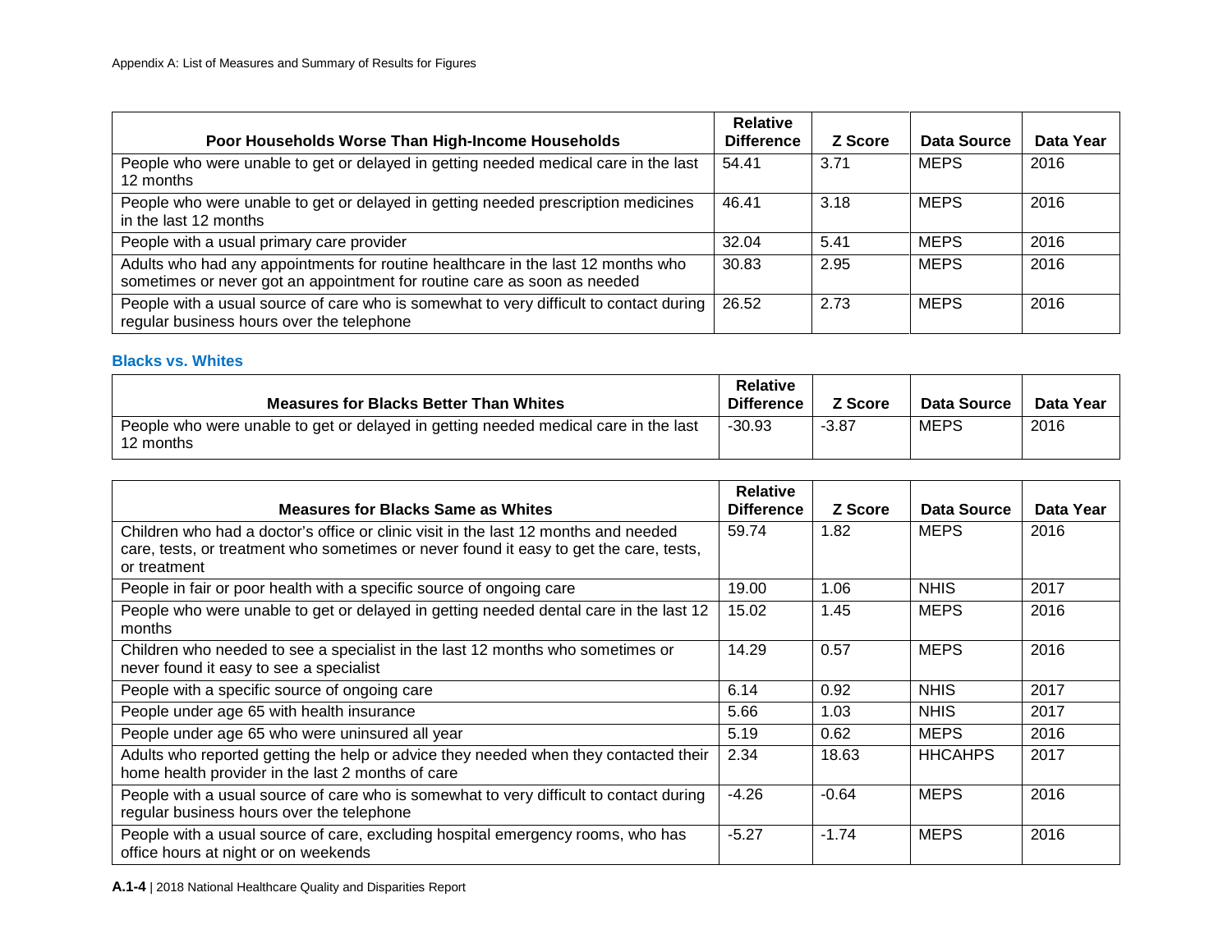| Poor Households Worse Than High-Income Households | Relative Difference | Z Score | Data Source | Data Year |
| --- | --- | --- | --- | --- |
| People who were unable to get or delayed in getting needed medical care in the last 12 months | 54.41 | 3.71 | MEPS | 2016 |
| People who were unable to get or delayed in getting needed prescription medicines in the last 12 months | 46.41 | 3.18 | MEPS | 2016 |
| People with a usual primary care provider | 32.04 | 5.41 | MEPS | 2016 |
| Adults who had any appointments for routine healthcare in the last 12 months who sometimes or never got an appointment for routine care as soon as needed | 30.83 | 2.95 | MEPS | 2016 |
| People with a usual source of care who is somewhat to very difficult to contact during regular business hours over the telephone | 26.52 | 2.73 | MEPS | 2016 |

### Blacks vs. Whites

| Measures for Blacks Better Than Whites | Relative Difference | Z Score | Data Source | Data Year |
| --- | --- | --- | --- | --- |
| People who were unable to get or delayed in getting needed medical care in the last 12 months | -30.93 | -3.87 | MEPS | 2016 |

| Measures for Blacks Same as Whites | Relative Difference | Z Score | Data Source | Data Year |
| --- | --- | --- | --- | --- |
| Children who had a doctor's office or clinic visit in the last 12 months and needed care, tests, or treatment who sometimes or never found it easy to get the care, tests, or treatment | 59.74 | 1.82 | MEPS | 2016 |
| People in fair or poor health with a specific source of ongoing care | 19.00 | 1.06 | NHIS | 2017 |
| People who were unable to get or delayed in getting needed dental care in the last 12 months | 15.02 | 1.45 | MEPS | 2016 |
| Children who needed to see a specialist in the last 12 months who sometimes or never found it easy to see a specialist | 14.29 | 0.57 | MEPS | 2016 |
| People with a specific source of ongoing care | 6.14 | 0.92 | NHIS | 2017 |
| People under age 65 with health insurance | 5.66 | 1.03 | NHIS | 2017 |
| People under age 65 who were uninsured all year | 5.19 | 0.62 | MEPS | 2016 |
| Adults who reported getting the help or advice they needed when they contacted their home health provider in the last 2 months of care | 2.34 | 18.63 | HHCAHPS | 2017 |
| People with a usual source of care who is somewhat to very difficult to contact during regular business hours over the telephone | -4.26 | -0.64 | MEPS | 2016 |
| People with a usual source of care, excluding hospital emergency rooms, who has office hours at night or on weekends | -5.27 | -1.74 | MEPS | 2016 |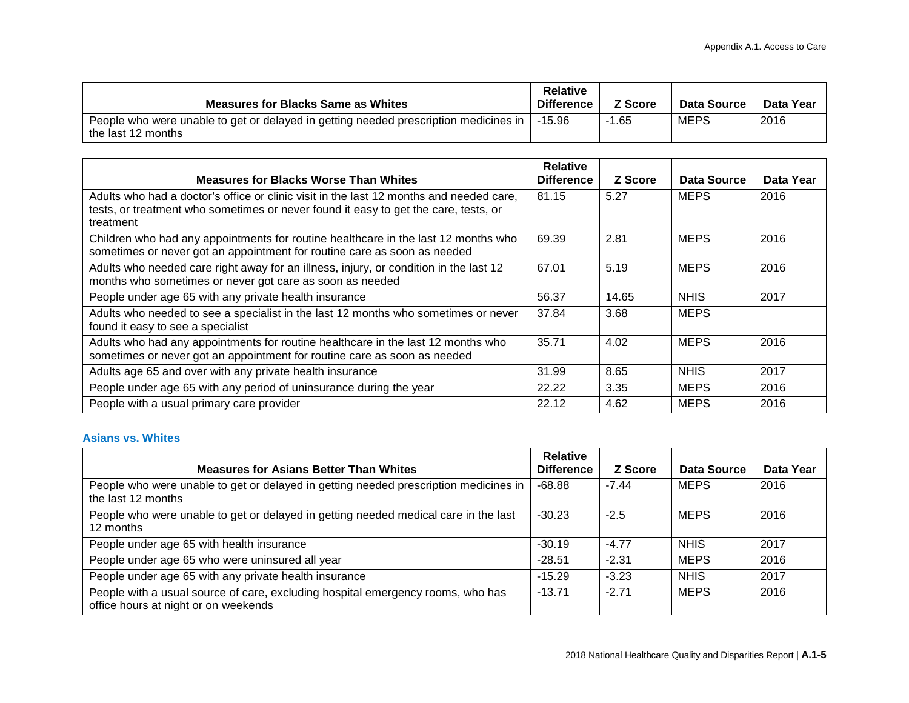| Measures for Blacks Same as Whites | Relative Difference | Z Score | Data Source | Data Year |
| --- | --- | --- | --- | --- |
| People who were unable to get or delayed in getting needed prescription medicines in the last 12 months | -15.96 | -1.65 | MEPS | 2016 |

| Measures for Blacks Worse Than Whites | Relative Difference | Z Score | Data Source | Data Year |
| --- | --- | --- | --- | --- |
| Adults who had a doctor's office or clinic visit in the last 12 months and needed care, tests, or treatment who sometimes or never found it easy to get the care, tests, or treatment | 81.15 | 5.27 | MEPS | 2016 |
| Children who had any appointments for routine healthcare in the last 12 months who sometimes or never got an appointment for routine care as soon as needed | 69.39 | 2.81 | MEPS | 2016 |
| Adults who needed care right away for an illness, injury, or condition in the last 12 months who sometimes or never got care as soon as needed | 67.01 | 5.19 | MEPS | 2016 |
| People under age 65 with any private health insurance | 56.37 | 14.65 | NHIS | 2017 |
| Adults who needed to see a specialist in the last 12 months who sometimes or never found it easy to see a specialist | 37.84 | 3.68 | MEPS | |
| Adults who had any appointments for routine healthcare in the last 12 months who sometimes or never got an appointment for routine care as soon as needed | 35.71 | 4.02 | MEPS | 2016 |
| Adults age 65 and over with any private health insurance | 31.99 | 8.65 | NHIS | 2017 |
| People under age 65 with any period of uninsurance during the year | 22.22 | 3.35 | MEPS | 2016 |
| People with a usual primary care provider | 22.12 | 4.62 | MEPS | 2016 |

### Asians vs. Whites

| Measures for Asians Better Than Whites | Relative Difference | Z Score | Data Source | Data Year |
| --- | --- | --- | --- | --- |
| People who were unable to get or delayed in getting needed prescription medicines in the last 12 months | -68.88 | -7.44 | MEPS | 2016 |
| People who were unable to get or delayed in getting needed medical care in the last 12 months | -30.23 | -2.5 | MEPS | 2016 |
| People under age 65 with health insurance | -30.19 | -4.77 | NHIS | 2017 |
| People under age 65 who were uninsured all year | -28.51 | -2.31 | MEPS | 2016 |
| People under age 65 with any private health insurance | -15.29 | -3.23 | NHIS | 2017 |
| People with a usual source of care, excluding hospital emergency rooms, who has office hours at night or on weekends | -13.71 | -2.71 | MEPS | 2016 |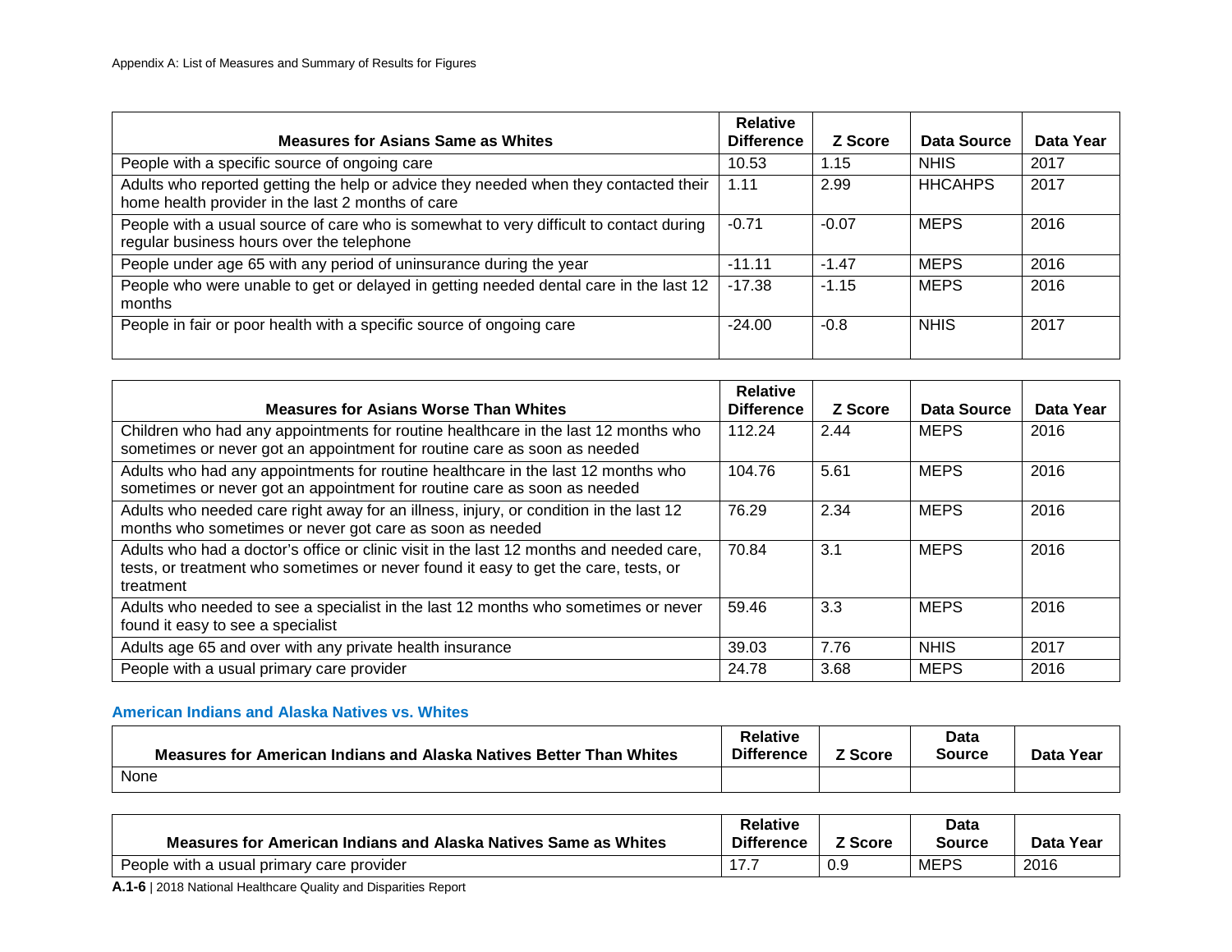| Measures for Asians Same as Whites | Relative Difference | Z Score | Data Source | Data Year |
|---|---|---|---|---|
| People with a specific source of ongoing care | 10.53 | 1.15 | NHIS | 2017 |
| Adults who reported getting the help or advice they needed when they contacted their home health provider in the last 2 months of care | 1.11 | 2.99 | HHCAHPS | 2017 |
| People with a usual source of care who is somewhat to very difficult to contact during regular business hours over the telephone | -0.71 | -0.07 | MEPS | 2016 |
| People under age 65 with any period of uninsurance during the year | -11.11 | -1.47 | MEPS | 2016 |
| People who were unable to get or delayed in getting needed dental care in the last 12 months | -17.38 | -1.15 | MEPS | 2016 |
| People in fair or poor health with a specific source of ongoing care | -24.00 | -0.8 | NHIS | 2017 |

| Measures for Asians Worse Than Whites | Relative Difference | Z Score | Data Source | Data Year |
|---|---|---|---|---|
| Children who had any appointments for routine healthcare in the last 12 months who sometimes or never got an appointment for routine care as soon as needed | 112.24 | 2.44 | MEPS | 2016 |
| Adults who had any appointments for routine healthcare in the last 12 months who sometimes or never got an appointment for routine care as soon as needed | 104.76 | 5.61 | MEPS | 2016 |
| Adults who needed care right away for an illness, injury, or condition in the last 12 months who sometimes or never got care as soon as needed | 76.29 | 2.34 | MEPS | 2016 |
| Adults who had a doctor's office or clinic visit in the last 12 months and needed care, tests, or treatment who sometimes or never found it easy to get the care, tests, or treatment | 70.84 | 3.1 | MEPS | 2016 |
| Adults who needed to see a specialist in the last 12 months who sometimes or never found it easy to see a specialist | 59.46 | 3.3 | MEPS | 2016 |
| Adults age 65 and over with any private health insurance | 39.03 | 7.76 | NHIS | 2017 |
| People with a usual primary care provider | 24.78 | 3.68 | MEPS | 2016 |

### American Indians and Alaska Natives vs. Whites

| Measures for American Indians and Alaska Natives Better Than Whites | Relative Difference | Z Score | Data Source | Data Year |
|---|---|---|---|---|
| None | | | | |

| Measures for American Indians and Alaska Natives Same as Whites | Relative Difference | Z Score | Data Source | Data Year |
|---|---|---|---|---|
| People with a usual primary care provider | 17.7 | 0.9 | MEPS | 2016 |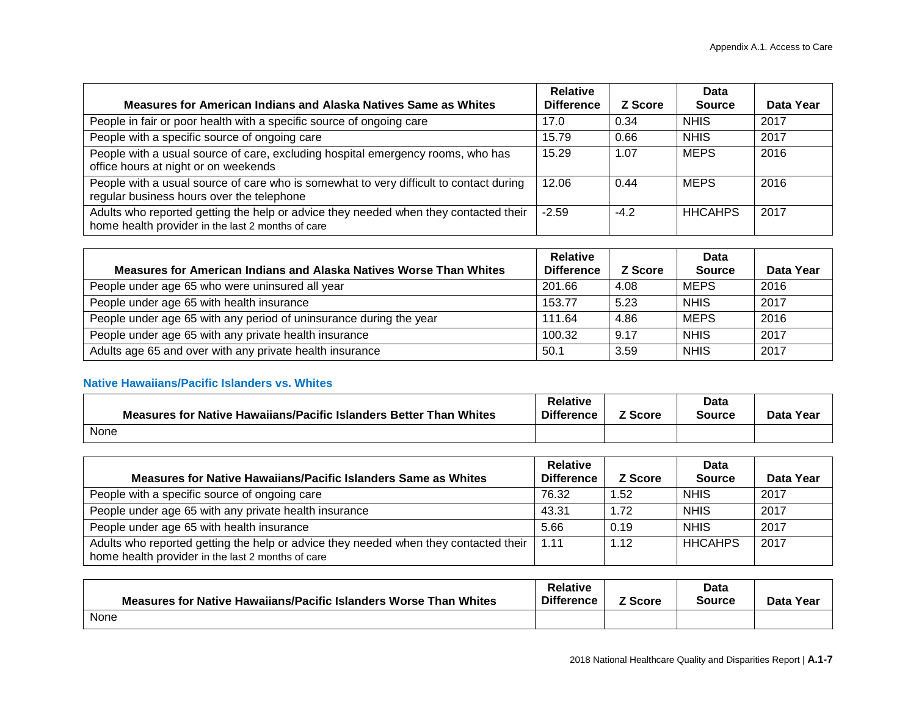| Measures for American Indians and Alaska Natives Same as Whites | Relative Difference | Z Score | Data Source | Data Year |
|---|---|---|---|---|
| People in fair or poor health with a specific source of ongoing care | 17.0 | 0.34 | NHIS | 2017 |
| People with a specific source of ongoing care | 15.79 | 0.66 | NHIS | 2017 |
| People with a usual source of care, excluding hospital emergency rooms, who has office hours at night or on weekends | 15.29 | 1.07 | MEPS | 2016 |
| People with a usual source of care who is somewhat to very difficult to contact during regular business hours over the telephone | 12.06 | 0.44 | MEPS | 2016 |
| Adults who reported getting the help or advice they needed when they contacted their home health provider in the last 2 months of care | -2.59 | -4.2 | HHCAHPS | 2017 |

| Measures for American Indians and Alaska Natives Worse Than Whites | Relative Difference | Z Score | Data Source | Data Year |
|---|---|---|---|---|
| People under age 65 who were uninsured all year | 201.66 | 4.08 | MEPS | 2016 |
| People under age 65 with health insurance | 153.77 | 5.23 | NHIS | 2017 |
| People under age 65 with any period of uninsurance during the year | 111.64 | 4.86 | MEPS | 2016 |
| People under age 65 with any private health insurance | 100.32 | 9.17 | NHIS | 2017 |
| Adults age 65 and over with any private health insurance | 50.1 | 3.59 | NHIS | 2017 |

### Native Hawaiians/Pacific Islanders vs. Whites

| Measures for Native Hawaiians/Pacific Islanders Better Than Whites | Relative Difference | Z Score | Data Source | Data Year |
|---|---|---|---|---|
| None | | | | |

| Measures for Native Hawaiians/Pacific Islanders Same as Whites | Relative Difference | Z Score | Data Source | Data Year |
|---|---|---|---|---|
| People with a specific source of ongoing care | 76.32 | 1.52 | NHIS | 2017 |
| People under age 65 with any private health insurance | 43.31 | 1.72 | NHIS | 2017 |
| People under age 65 with health insurance | 5.66 | 0.19 | NHIS | 2017 |
| Adults who reported getting the help or advice they needed when they contacted their home health provider in the last 2 months of care | 1.11 | 1.12 | HHCAHPS | 2017 |

| Measures for Native Hawaiians/Pacific Islanders Worse Than Whites | Relative Difference | Z Score | Data Source | Data Year |
|---|---|---|---|---|
| None | | | | |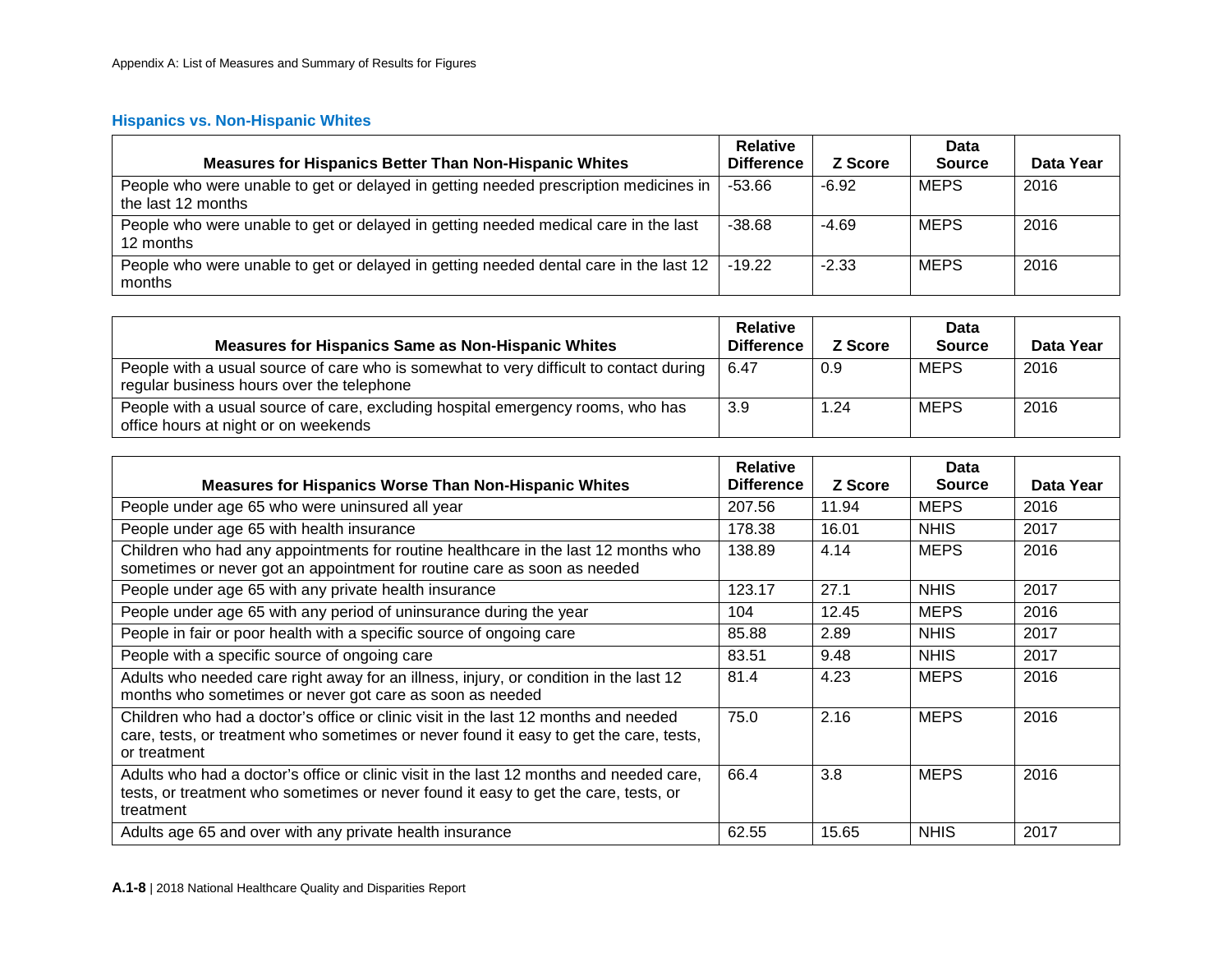## Hispanics vs. Non-Hispanic Whites

| Measures for Hispanics Better Than Non-Hispanic Whites | Relative Difference | Z Score | Data Source | Data Year |
|---|---|---|---|---|
| People who were unable to get or delayed in getting needed prescription medicines in the last 12 months | -53.66 | -6.92 | MEPS | 2016 |
| People who were unable to get or delayed in getting needed medical care in the last 12 months | -38.68 | -4.69 | MEPS | 2016 |
| People who were unable to get or delayed in getting needed dental care in the last 12 months | -19.22 | -2.33 | MEPS | 2016 |

| Measures for Hispanics Same as Non-Hispanic Whites | Relative Difference | Z Score | Data Source | Data Year |
|---|---|---|---|---|
| People with a usual source of care who is somewhat to very difficult to contact during regular business hours over the telephone | 6.47 | 0.9 | MEPS | 2016 |
| People with a usual source of care, excluding hospital emergency rooms, who has office hours at night or on weekends | 3.9 | 1.24 | MEPS | 2016 |

| Measures for Hispanics Worse Than Non-Hispanic Whites | Relative Difference | Z Score | Data Source | Data Year |
|---|---|---|---|---|
| People under age 65 who were uninsured all year | 207.56 | 11.94 | MEPS | 2016 |
| People under age 65 with health insurance | 178.38 | 16.01 | NHIS | 2017 |
| Children who had any appointments for routine healthcare in the last 12 months who sometimes or never got an appointment for routine care as soon as needed | 138.89 | 4.14 | MEPS | 2016 |
| People under age 65 with any private health insurance | 123.17 | 27.1 | NHIS | 2017 |
| People under age 65 with any period of uninsurance during the year | 104 | 12.45 | MEPS | 2016 |
| People in fair or poor health with a specific source of ongoing care | 85.88 | 2.89 | NHIS | 2017 |
| People with a specific source of ongoing care | 83.51 | 9.48 | NHIS | 2017 |
| Adults who needed care right away for an illness, injury, or condition in the last 12 months who sometimes or never got care as soon as needed | 81.4 | 4.23 | MEPS | 2016 |
| Children who had a doctor's office or clinic visit in the last 12 months and needed care, tests, or treatment who sometimes or never found it easy to get the care, tests, or treatment | 75.0 | 2.16 | MEPS | 2016 |
| Adults who had a doctor's office or clinic visit in the last 12 months and needed care, tests, or treatment who sometimes or never found it easy to get the care, tests, or treatment | 66.4 | 3.8 | MEPS | 2016 |
| Adults age 65 and over with any private health insurance | 62.55 | 15.65 | NHIS | 2017 |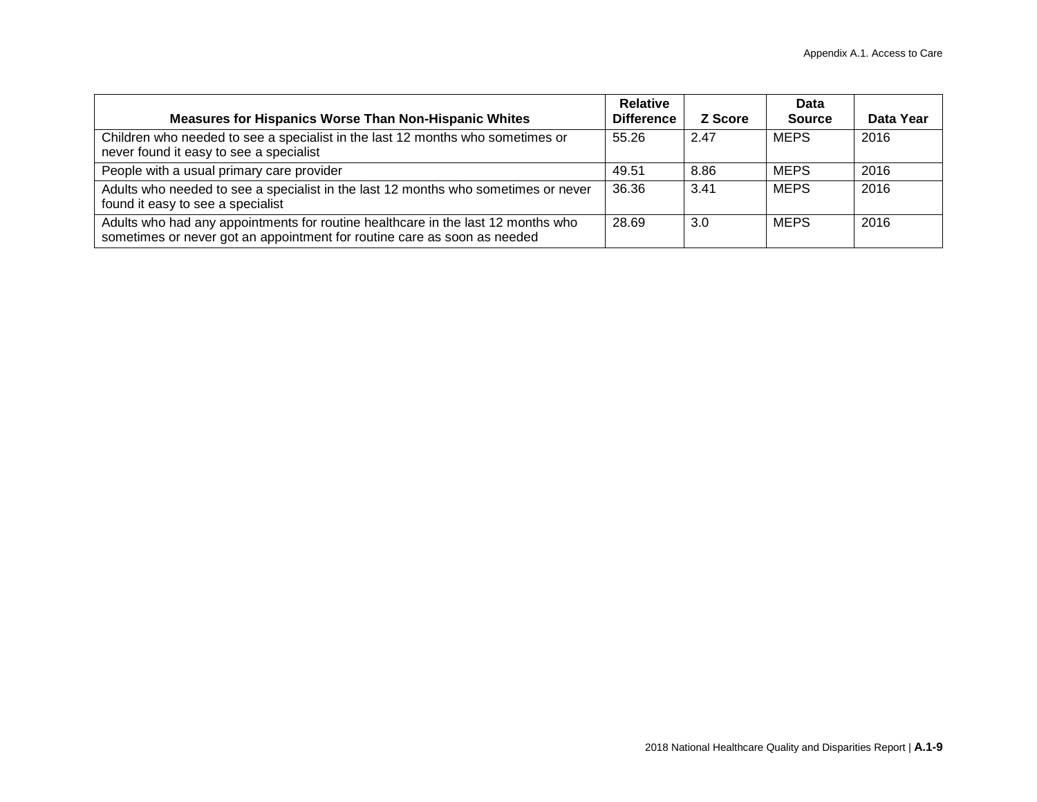| Measures for Hispanics Worse Than Non-Hispanic Whites | Relative Difference | Z Score | Data Source | Data Year |
|---|---|---|---|---|
| Children who needed to see a specialist in the last 12 months who sometimes or never found it easy to see a specialist | 55.26 | 2.47 | MEPS | 2016 |
| People with a usual primary care provider | 49.51 | 8.86 | MEPS | 2016 |
| Adults who needed to see a specialist in the last 12 months who sometimes or never found it easy to see a specialist | 36.36 | 3.41 | MEPS | 2016 |
| Adults who had any appointments for routine healthcare in the last 12 months who sometimes or never got an appointment for routine care as soon as needed | 28.69 | 3.0 | MEPS | 2016 |